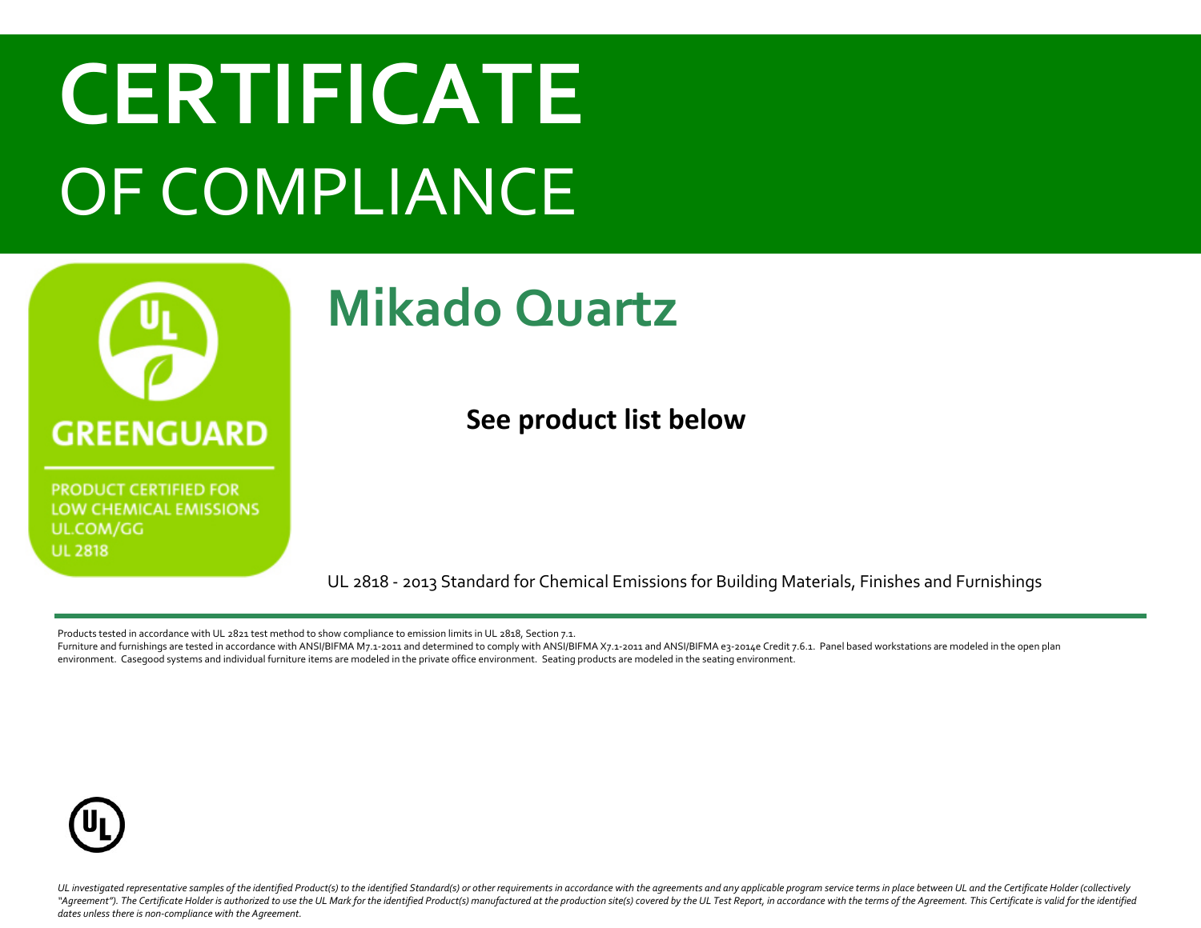# CERTIFICATE OF COMPLIANCE

GREENGUARD

PRODUCT CERTIFIED FOR LOW CHEMICAL EMISSIONS
UL.COM/GG
UL 2818

## Mikado Quartz

**See product list below**

UL 2818 - 2013 Standard for Chemical Emissions for Building Materials, Finishes and Furnishings

Products tested in accordance with UL 2821 test method to show compliance to emission limits in UL 2818, Section 7.1.
Furniture and furnishings are tested in accordance with ANSI/BIFMA M7.1-2011 and determined to comply with ANSI/BIFMA X7.1-2011 and ANSI/BIFMA e3-2014e Credit 7.6.1. Panel based workstations are modeled in the open plan environment. Casegood systems and individual furniture items are modeled in the private office environment. Seating products are modeled in the seating environment.

*UL investigated representative samples of the identified Product(s) to the identified Standard(s) or other requirements in accordance with the agreements and any applicable program service terms in place between UL and the Certificate Holder (collectively "Agreement"). The Certificate Holder is authorized to use the UL Mark for the identified Product(s) manufactured at the production site(s) covered by the UL Test Report, in accordance with the terms of the Agreement. This Certificate is valid for the identified dates unless there is non-compliance with the Agreement.*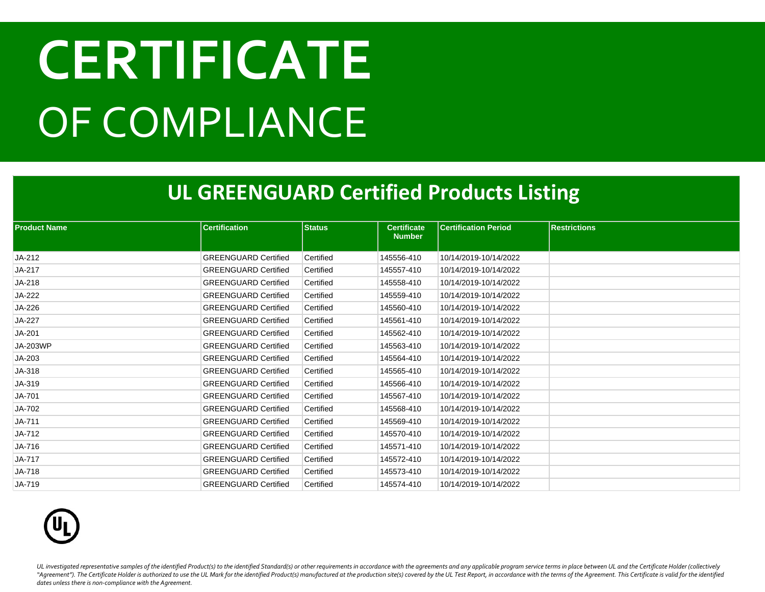# CERTIFICATE

# OF COMPLIANCE

## UL GREENGUARD Certified Products Listing

| Product Name | Certification | Status | Certificate Number | Certification Period | Restrictions |
|---|---|---|---|---|---|
| JA-212 | GREENGUARD Certified | Certified | 145556-410 | 10/14/2019-10/14/2022 | |
| JA-217 | GREENGUARD Certified | Certified | 145557-410 | 10/14/2019-10/14/2022 | |
| JA-218 | GREENGUARD Certified | Certified | 145558-410 | 10/14/2019-10/14/2022 | |
| JA-222 | GREENGUARD Certified | Certified | 145559-410 | 10/14/2019-10/14/2022 | |
| JA-226 | GREENGUARD Certified | Certified | 145560-410 | 10/14/2019-10/14/2022 | |
| JA-227 | GREENGUARD Certified | Certified | 145561-410 | 10/14/2019-10/14/2022 | |
| JA-201 | GREENGUARD Certified | Certified | 145562-410 | 10/14/2019-10/14/2022 | |
| JA-203WP | GREENGUARD Certified | Certified | 145563-410 | 10/14/2019-10/14/2022 | |
| JA-203 | GREENGUARD Certified | Certified | 145564-410 | 10/14/2019-10/14/2022 | |
| JA-318 | GREENGUARD Certified | Certified | 145565-410 | 10/14/2019-10/14/2022 | |
| JA-319 | GREENGUARD Certified | Certified | 145566-410 | 10/14/2019-10/14/2022 | |
| JA-701 | GREENGUARD Certified | Certified | 145567-410 | 10/14/2019-10/14/2022 | |
| JA-702 | GREENGUARD Certified | Certified | 145568-410 | 10/14/2019-10/14/2022 | |
| JA-711 | GREENGUARD Certified | Certified | 145569-410 | 10/14/2019-10/14/2022 | |
| JA-712 | GREENGUARD Certified | Certified | 145570-410 | 10/14/2019-10/14/2022 | |
| JA-716 | GREENGUARD Certified | Certified | 145571-410 | 10/14/2019-10/14/2022 | |
| JA-717 | GREENGUARD Certified | Certified | 145572-410 | 10/14/2019-10/14/2022 | |
| JA-718 | GREENGUARD Certified | Certified | 145573-410 | 10/14/2019-10/14/2022 | |
| JA-719 | GREENGUARD Certified | Certified | 145574-410 | 10/14/2019-10/14/2022 | |

*UL investigated representative samples of the identified Product(s) to the identified Standard(s) or other requirements in accordance with the agreements and any applicable program service terms in place between UL and the Certificate Holder (collectively "Agreement"). The Certificate Holder is authorized to use the UL Mark for the identified Product(s) manufactured at the production site(s) covered by the UL Test Report, in accordance with the terms of the Agreement. This Certificate is valid for the identified dates unless there is non-compliance with the Agreement.*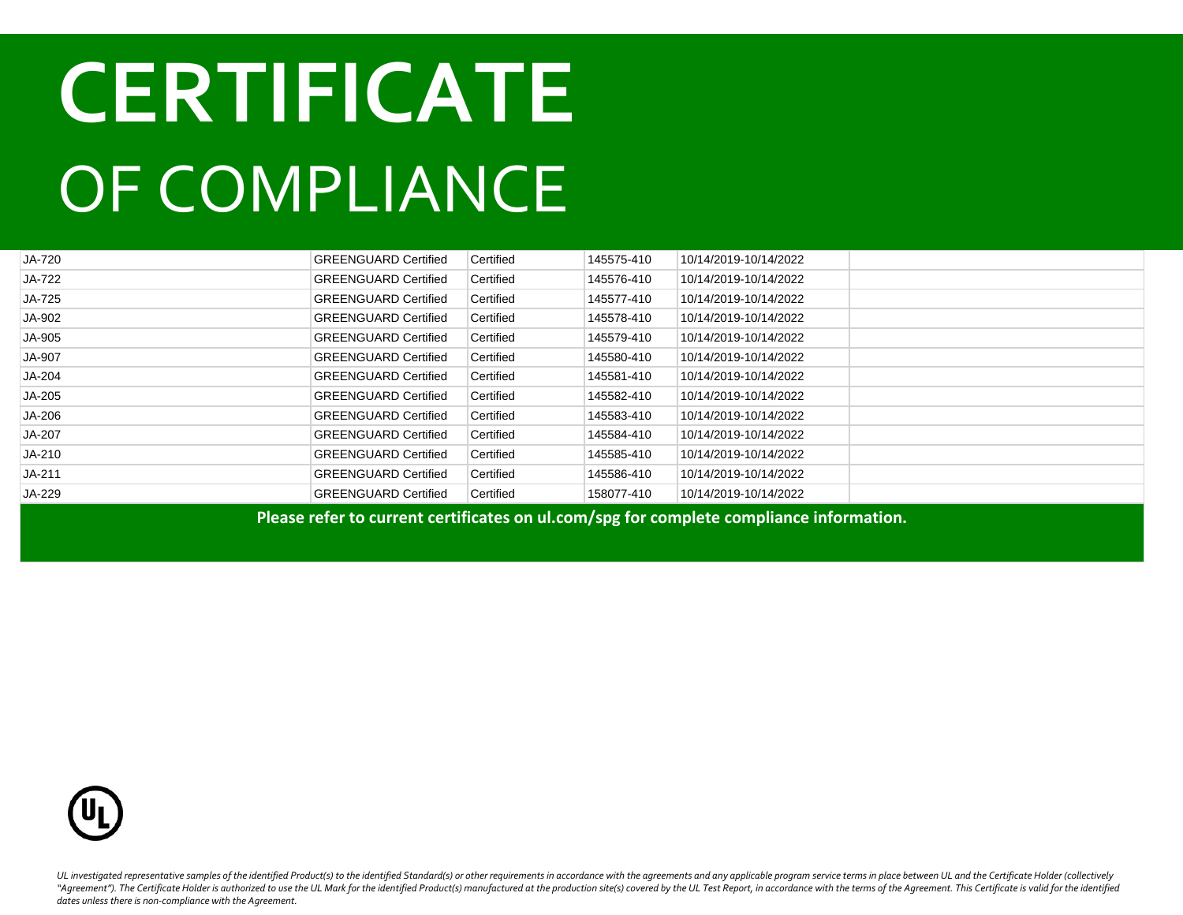# CERTIFICATE
# OF COMPLIANCE

| | | | | | |
|---|---|---|---|---|---|
| JA-720 | GREENGUARD Certified | Certified | 145575-410 | 10/14/2019-10/14/2022 | |
| JA-722 | GREENGUARD Certified | Certified | 145576-410 | 10/14/2019-10/14/2022 | |
| JA-725 | GREENGUARD Certified | Certified | 145577-410 | 10/14/2019-10/14/2022 | |
| JA-902 | GREENGUARD Certified | Certified | 145578-410 | 10/14/2019-10/14/2022 | |
| JA-905 | GREENGUARD Certified | Certified | 145579-410 | 10/14/2019-10/14/2022 | |
| JA-907 | GREENGUARD Certified | Certified | 145580-410 | 10/14/2019-10/14/2022 | |
| JA-204 | GREENGUARD Certified | Certified | 145581-410 | 10/14/2019-10/14/2022 | |
| JA-205 | GREENGUARD Certified | Certified | 145582-410 | 10/14/2019-10/14/2022 | |
| JA-206 | GREENGUARD Certified | Certified | 145583-410 | 10/14/2019-10/14/2022 | |
| JA-207 | GREENGUARD Certified | Certified | 145584-410 | 10/14/2019-10/14/2022 | |
| JA-210 | GREENGUARD Certified | Certified | 145585-410 | 10/14/2019-10/14/2022 | |
| JA-211 | GREENGUARD Certified | Certified | 145586-410 | 10/14/2019-10/14/2022 | |
| JA-229 | GREENGUARD Certified | Certified | 158077-410 | 10/14/2019-10/14/2022 | |

**Please refer to current certificates on ul.com/spg for complete compliance information.**

*UL investigated representative samples of the identified Product(s) to the identified Standard(s) or other requirements in accordance with the agreements and any applicable program service terms in place between UL and the Certificate Holder (collectively "Agreement"). The Certificate Holder is authorized to use the UL Mark for the identified Product(s) manufactured at the production site(s) covered by the UL Test Report, in accordance with the terms of the Agreement. This Certificate is valid for the identified dates unless there is non-compliance with the Agreement.*